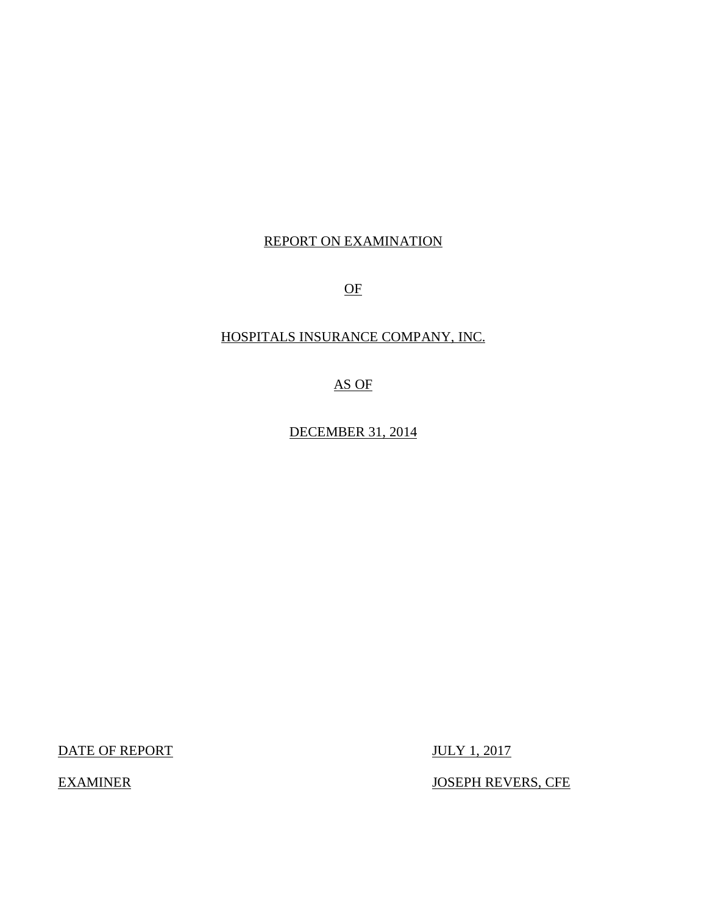# REPORT ON EXAMINATION

# OF

# HOSPITALS INSURANCE COMPANY, INC.

# AS OF

# DECEMBER 31, 2014

| | |
|---|---|
| DATE OF REPORT | JULY 1, 2017 |
| EXAMINER | JOSEPH REVERS, CFE |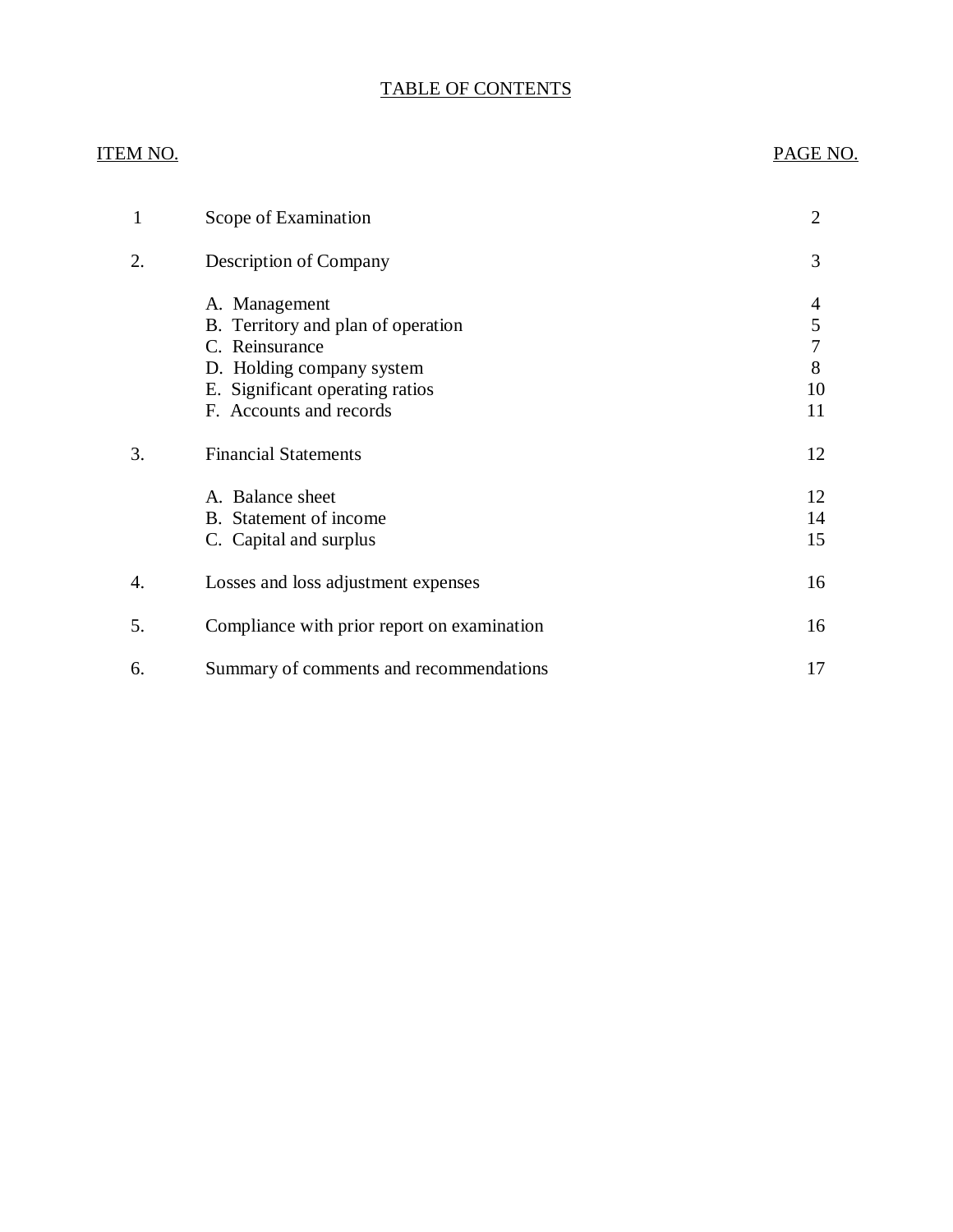# TABLE OF CONTENTS

| ITEM NO. | | PAGE NO. |
|---|---|---|
| 1 | Scope of Examination | 2 |
| 2. | Description of Company | 3 |
| | A. Management | 4 |
| | B. Territory and plan of operation | 5 |
| | C. Reinsurance | 7 |
| | D. Holding company system | 8 |
| | E. Significant operating ratios | 10 |
| | F. Accounts and records | 11 |
| 3. | Financial Statements | 12 |
| | A. Balance sheet | 12 |
| | B. Statement of income | 14 |
| | C. Capital and surplus | 15 |
| 4. | Losses and loss adjustment expenses | 16 |
| 5. | Compliance with prior report on examination | 16 |
| 6. | Summary of comments and recommendations | 17 |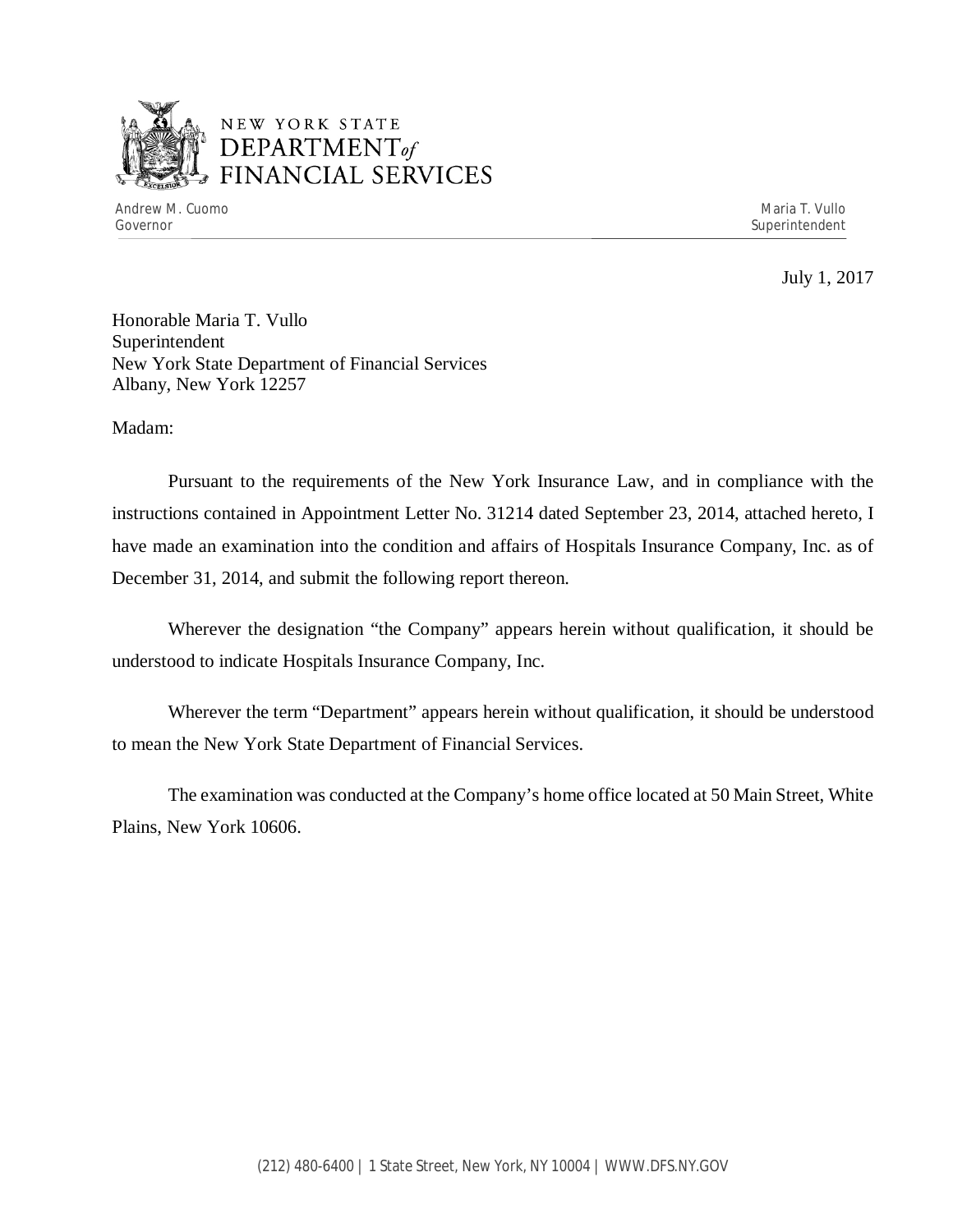NEW YORK STATE
DEPARTMENT *of* FINANCIAL SERVICES

Andrew M. Cuomo
Governor

Maria T. Vullo
Superintendent

July 1, 2017

Honorable Maria T. Vullo
Superintendent
New York State Department of Financial Services
Albany, New York 12257

Madam:

Pursuant to the requirements of the New York Insurance Law, and in compliance with the instructions contained in Appointment Letter No. 31214 dated September 23, 2014, attached hereto, I have made an examination into the condition and affairs of Hospitals Insurance Company, Inc. as of December 31, 2014, and submit the following report thereon.

Wherever the designation "the Company" appears herein without qualification, it should be understood to indicate Hospitals Insurance Company, Inc.

Wherever the term "Department" appears herein without qualification, it should be understood to mean the New York State Department of Financial Services.

The examination was conducted at the Company's home office located at 50 Main Street, White Plains, New York 10606.

(212) 480-6400 | 1 State Street, New York, NY 10004 | WWW.DFS.NY.GOV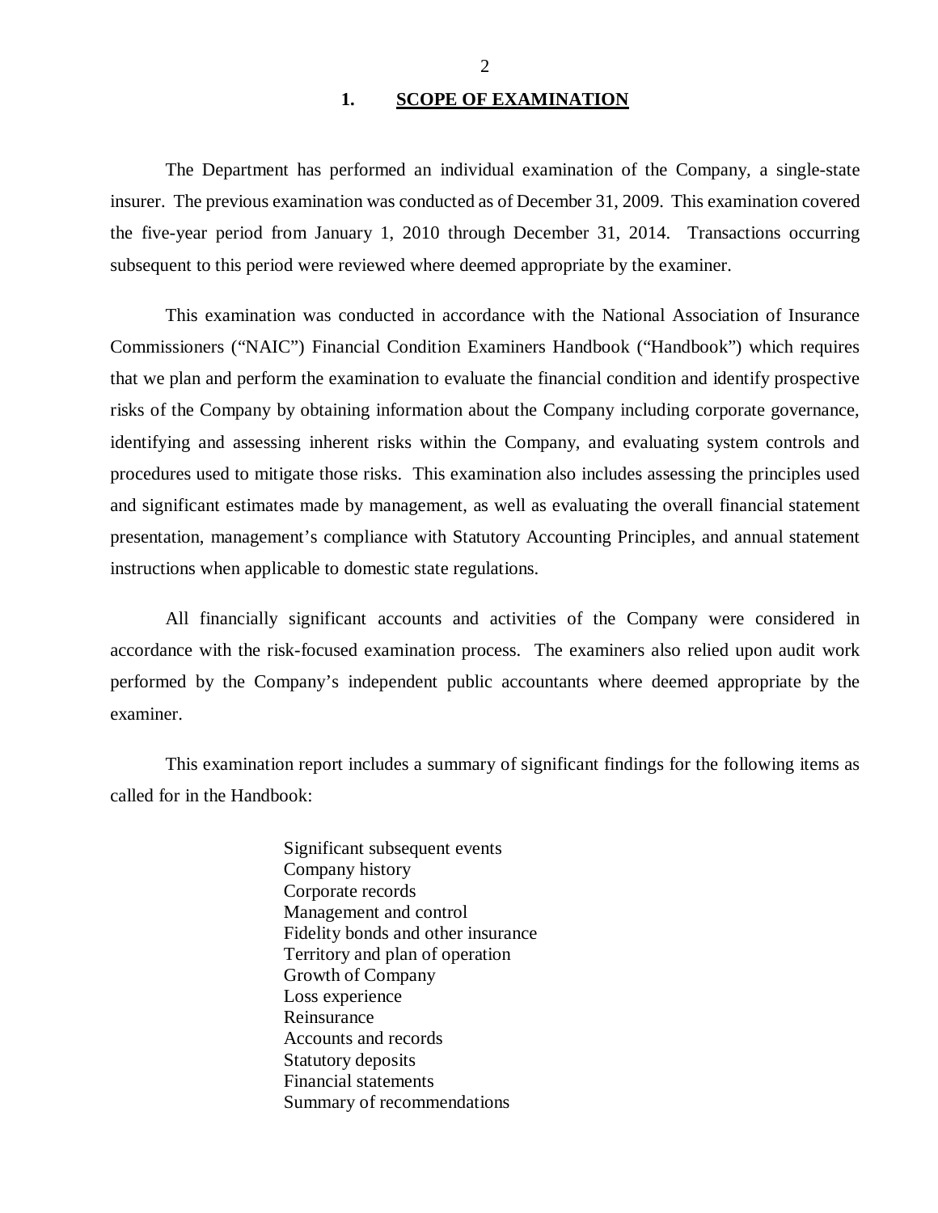## 1. SCOPE OF EXAMINATION

The Department has performed an individual examination of the Company, a single-state insurer. The previous examination was conducted as of December 31, 2009. This examination covered the five-year period from January 1, 2010 through December 31, 2014. Transactions occurring subsequent to this period were reviewed where deemed appropriate by the examiner.

This examination was conducted in accordance with the National Association of Insurance Commissioners ("NAIC") Financial Condition Examiners Handbook ("Handbook") which requires that we plan and perform the examination to evaluate the financial condition and identify prospective risks of the Company by obtaining information about the Company including corporate governance, identifying and assessing inherent risks within the Company, and evaluating system controls and procedures used to mitigate those risks. This examination also includes assessing the principles used and significant estimates made by management, as well as evaluating the overall financial statement presentation, management's compliance with Statutory Accounting Principles, and annual statement instructions when applicable to domestic state regulations.

All financially significant accounts and activities of the Company were considered in accordance with the risk-focused examination process. The examiners also relied upon audit work performed by the Company's independent public accountants where deemed appropriate by the examiner.

This examination report includes a summary of significant findings for the following items as called for in the Handbook:

- Significant subsequent events
- Company history
- Corporate records
- Management and control
- Fidelity bonds and other insurance
- Territory and plan of operation
- Growth of Company
- Loss experience
- Reinsurance
- Accounts and records
- Statutory deposits
- Financial statements
- Summary of recommendations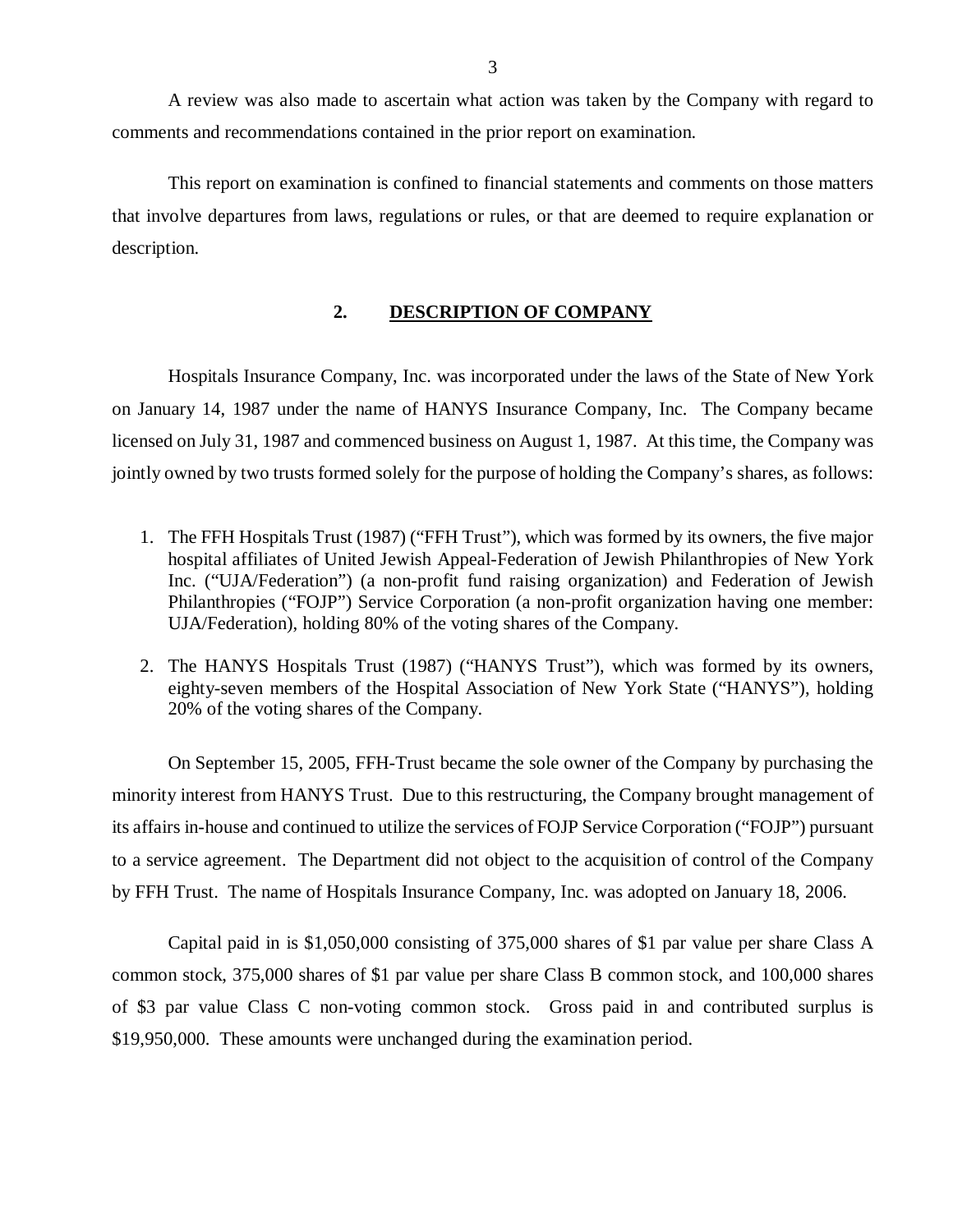A review was also made to ascertain what action was taken by the Company with regard to comments and recommendations contained in the prior report on examination.

This report on examination is confined to financial statements and comments on those matters that involve departures from laws, regulations or rules, or that are deemed to require explanation or description.

## 2. DESCRIPTION OF COMPANY

Hospitals Insurance Company, Inc. was incorporated under the laws of the State of New York on January 14, 1987 under the name of HANYS Insurance Company, Inc. The Company became licensed on July 31, 1987 and commenced business on August 1, 1987. At this time, the Company was jointly owned by two trusts formed solely for the purpose of holding the Company's shares, as follows:

1. The FFH Hospitals Trust (1987) ("FFH Trust"), which was formed by its owners, the five major hospital affiliates of United Jewish Appeal-Federation of Jewish Philanthropies of New York Inc. ("UJA/Federation") (a non-profit fund raising organization) and Federation of Jewish Philanthropies ("FOJP") Service Corporation (a non-profit organization having one member: UJA/Federation), holding 80% of the voting shares of the Company.
2. The HANYS Hospitals Trust (1987) ("HANYS Trust"), which was formed by its owners, eighty-seven members of the Hospital Association of New York State ("HANYS"), holding 20% of the voting shares of the Company.

On September 15, 2005, FFH-Trust became the sole owner of the Company by purchasing the minority interest from HANYS Trust. Due to this restructuring, the Company brought management of its affairs in-house and continued to utilize the services of FOJP Service Corporation ("FOJP") pursuant to a service agreement. The Department did not object to the acquisition of control of the Company by FFH Trust. The name of Hospitals Insurance Company, Inc. was adopted on January 18, 2006.

Capital paid in is $1,050,000 consisting of 375,000 shares of $1 par value per share Class A common stock, 375,000 shares of $1 par value per share Class B common stock, and 100,000 shares of $3 par value Class C non-voting common stock. Gross paid in and contributed surplus is $19,950,000. These amounts were unchanged during the examination period.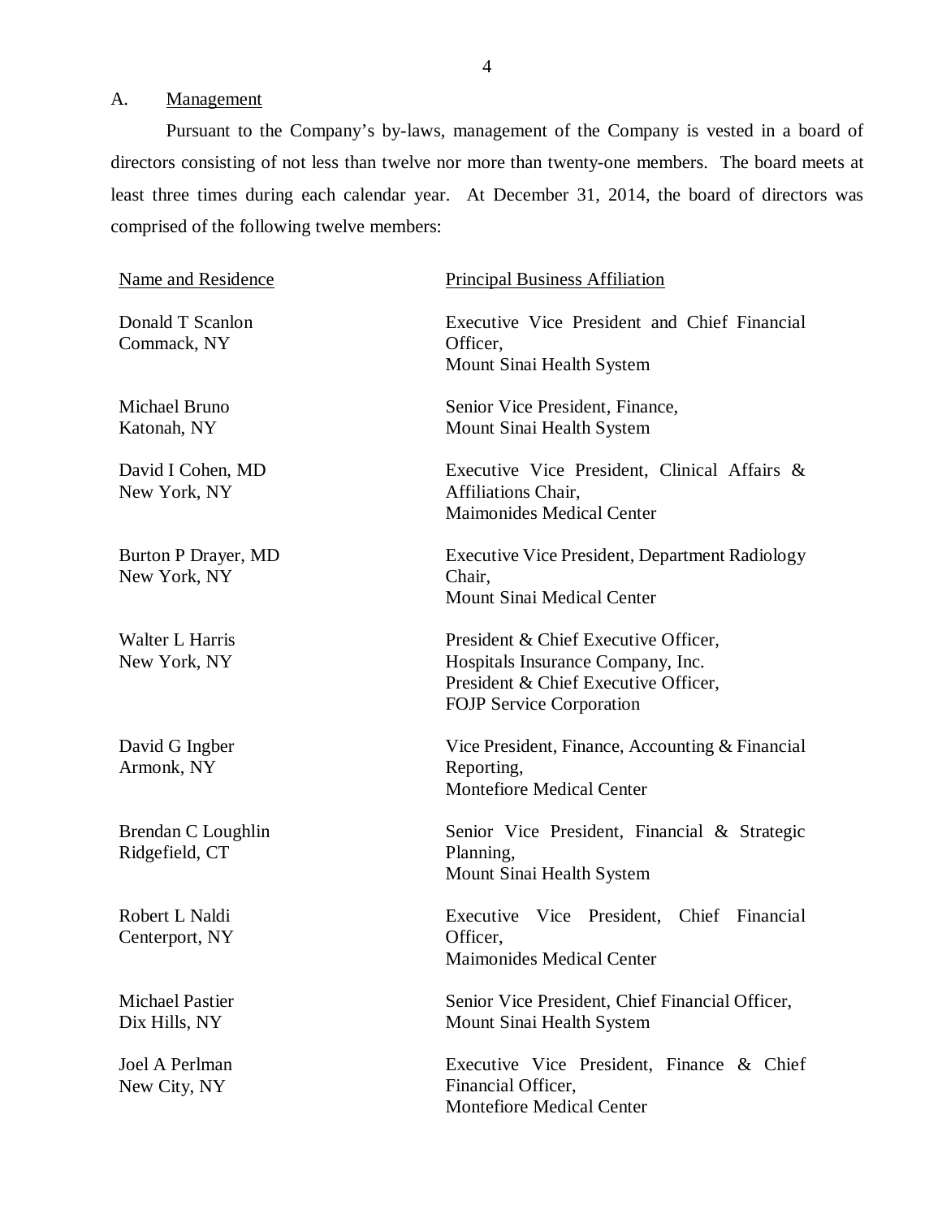A. Management

Pursuant to the Company's by-laws, management of the Company is vested in a board of directors consisting of not less than twelve nor more than twenty-one members. The board meets at least three times during each calendar year. At December 31, 2014, the board of directors was comprised of the following twelve members:

| Name and Residence | Principal Business Affiliation |
|---|---|
| Donald T Scanlon<br>Commack, NY | Executive Vice President and Chief Financial Officer,<br>Mount Sinai Health System |
| Michael Bruno<br>Katonah, NY | Senior Vice President, Finance,<br>Mount Sinai Health System |
| David I Cohen, MD<br>New York, NY | Executive Vice President, Clinical Affairs & Affiliations Chair,<br>Maimonides Medical Center |
| Burton P Drayer, MD<br>New York, NY | Executive Vice President, Department Radiology Chair,<br>Mount Sinai Medical Center |
| Walter L Harris<br>New York, NY | President & Chief Executive Officer,<br>Hospitals Insurance Company, Inc.<br>President & Chief Executive Officer,<br>FOJP Service Corporation |
| David G Ingber<br>Armonk, NY | Vice President, Finance, Accounting & Financial Reporting,<br>Montefiore Medical Center |
| Brendan C Loughlin<br>Ridgefield, CT | Senior Vice President, Financial & Strategic Planning,<br>Mount Sinai Health System |
| Robert L Naldi<br>Centerport, NY | Executive Vice President, Chief Financial Officer,<br>Maimonides Medical Center |
| Michael Pastier<br>Dix Hills, NY | Senior Vice President, Chief Financial Officer,<br>Mount Sinai Health System |
| Joel A Perlman<br>New City, NY | Executive Vice President, Finance & Chief Financial Officer,<br>Montefiore Medical Center |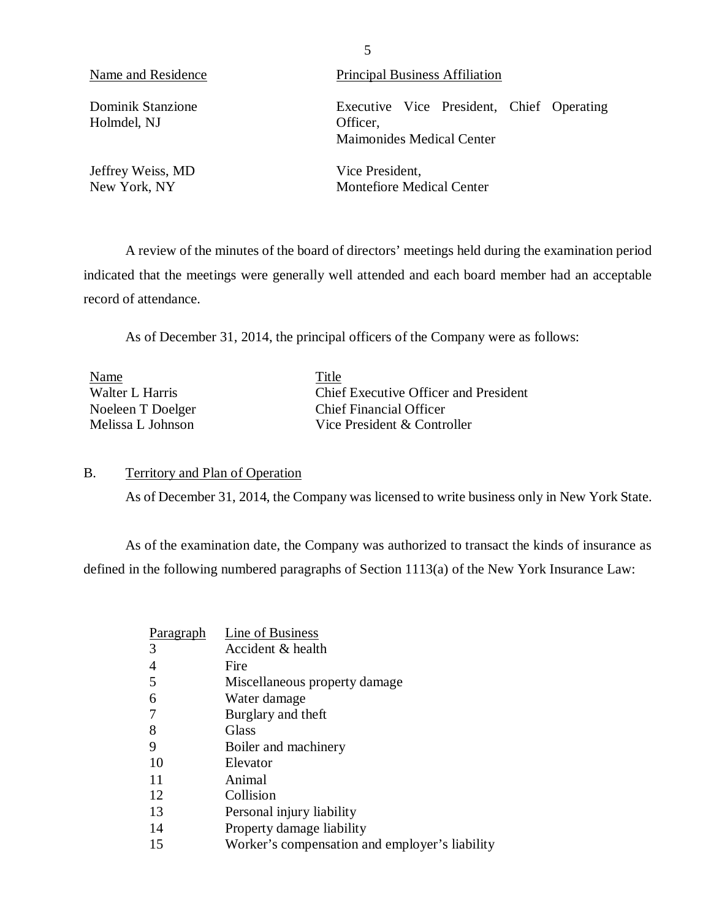| Name and Residence | Principal Business Affiliation |
| --- | --- |
| Dominik Stanzione<br>Holmdel, NJ | Executive Vice President, Chief Operating Officer,<br>Maimonides Medical Center |
| Jeffrey Weiss, MD<br>New York, NY | Vice President,<br>Montefiore Medical Center |

A review of the minutes of the board of directors' meetings held during the examination period indicated that the meetings were generally well attended and each board member had an acceptable record of attendance.

As of December 31, 2014, the principal officers of the Company were as follows:

| Name | Title |
| --- | --- |
| Walter L Harris | Chief Executive Officer and President |
| Noeleen T Doelger | Chief Financial Officer |
| Melissa L Johnson | Vice President & Controller |

## B. Territory and Plan of Operation

As of December 31, 2014, the Company was licensed to write business only in New York State.

As of the examination date, the Company was authorized to transact the kinds of insurance as defined in the following numbered paragraphs of Section 1113(a) of the New York Insurance Law:

| Paragraph | Line of Business |
| --- | --- |
| 3 | Accident & health |
| 4 | Fire |
| 5 | Miscellaneous property damage |
| 6 | Water damage |
| 7 | Burglary and theft |
| 8 | Glass |
| 9 | Boiler and machinery |
| 10 | Elevator |
| 11 | Animal |
| 12 | Collision |
| 13 | Personal injury liability |
| 14 | Property damage liability |
| 15 | Worker's compensation and employer's liability |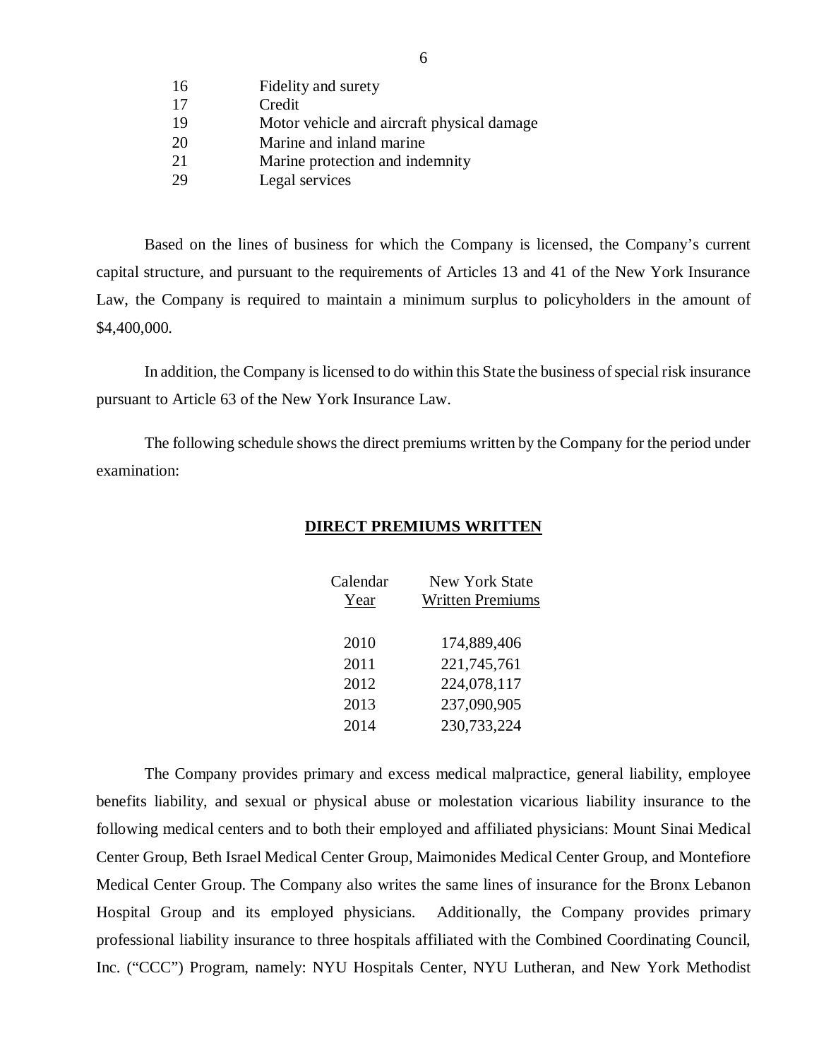| | |
|---|---|
| 16 | Fidelity and surety |
| 17 | Credit |
| 19 | Motor vehicle and aircraft physical damage |
| 20 | Marine and inland marine |
| 21 | Marine protection and indemnity |
| 29 | Legal services |

Based on the lines of business for which the Company is licensed, the Company's current capital structure, and pursuant to the requirements of Articles 13 and 41 of the New York Insurance Law, the Company is required to maintain a minimum surplus to policyholders in the amount of $4,400,000.

In addition, the Company is licensed to do within this State the business of special risk insurance pursuant to Article 63 of the New York Insurance Law.

The following schedule shows the direct premiums written by the Company for the period under examination:

**DIRECT PREMIUMS WRITTEN**

| Calendar Year | New York State Written Premiums |
|---|---|
| 2010 | 174,889,406 |
| 2011 | 221,745,761 |
| 2012 | 224,078,117 |
| 2013 | 237,090,905 |
| 2014 | 230,733,224 |

The Company provides primary and excess medical malpractice, general liability, employee benefits liability, and sexual or physical abuse or molestation vicarious liability insurance to the following medical centers and to both their employed and affiliated physicians: Mount Sinai Medical Center Group, Beth Israel Medical Center Group, Maimonides Medical Center Group, and Montefiore Medical Center Group. The Company also writes the same lines of insurance for the Bronx Lebanon Hospital Group and its employed physicians. Additionally, the Company provides primary professional liability insurance to three hospitals affiliated with the Combined Coordinating Council, Inc. ("CCC") Program, namely: NYU Hospitals Center, NYU Lutheran, and New York Methodist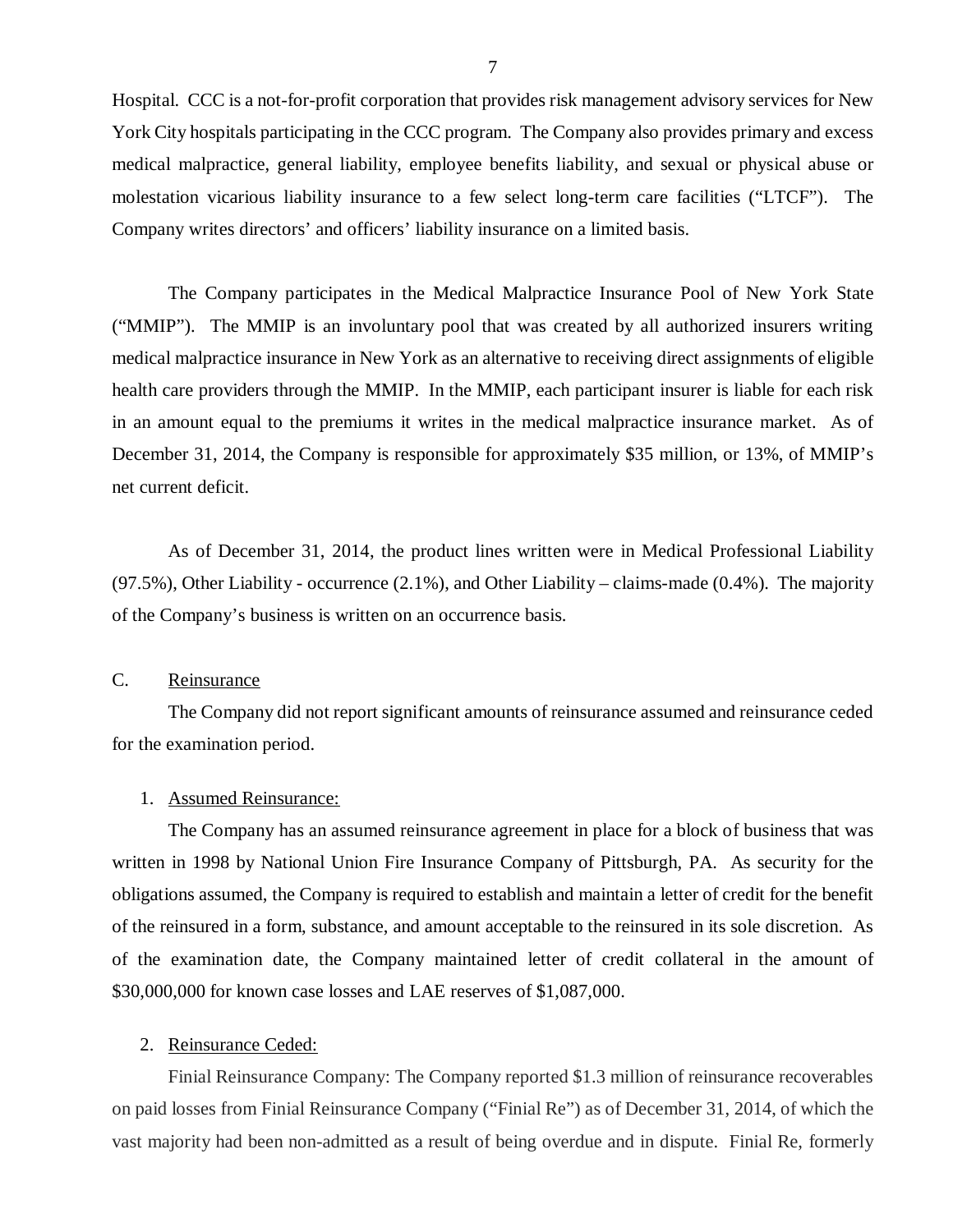Hospital. CCC is a not-for-profit corporation that provides risk management advisory services for New York City hospitals participating in the CCC program. The Company also provides primary and excess medical malpractice, general liability, employee benefits liability, and sexual or physical abuse or molestation vicarious liability insurance to a few select long-term care facilities ("LTCF"). The Company writes directors' and officers' liability insurance on a limited basis.

The Company participates in the Medical Malpractice Insurance Pool of New York State ("MMIP"). The MMIP is an involuntary pool that was created by all authorized insurers writing medical malpractice insurance in New York as an alternative to receiving direct assignments of eligible health care providers through the MMIP. In the MMIP, each participant insurer is liable for each risk in an amount equal to the premiums it writes in the medical malpractice insurance market. As of December 31, 2014, the Company is responsible for approximately $35 million, or 13%, of MMIP's net current deficit.

As of December 31, 2014, the product lines written were in Medical Professional Liability (97.5%), Other Liability - occurrence (2.1%), and Other Liability – claims-made (0.4%). The majority of the Company's business is written on an occurrence basis.

C. Reinsurance

The Company did not report significant amounts of reinsurance assumed and reinsurance ceded for the examination period.

1. Assumed Reinsurance:

The Company has an assumed reinsurance agreement in place for a block of business that was written in 1998 by National Union Fire Insurance Company of Pittsburgh, PA. As security for the obligations assumed, the Company is required to establish and maintain a letter of credit for the benefit of the reinsured in a form, substance, and amount acceptable to the reinsured in its sole discretion. As of the examination date, the Company maintained letter of credit collateral in the amount of $30,000,000 for known case losses and LAE reserves of $1,087,000.

2. Reinsurance Ceded:

Finial Reinsurance Company: The Company reported $1.3 million of reinsurance recoverables on paid losses from Finial Reinsurance Company ("Finial Re") as of December 31, 2014, of which the vast majority had been non-admitted as a result of being overdue and in dispute. Finial Re, formerly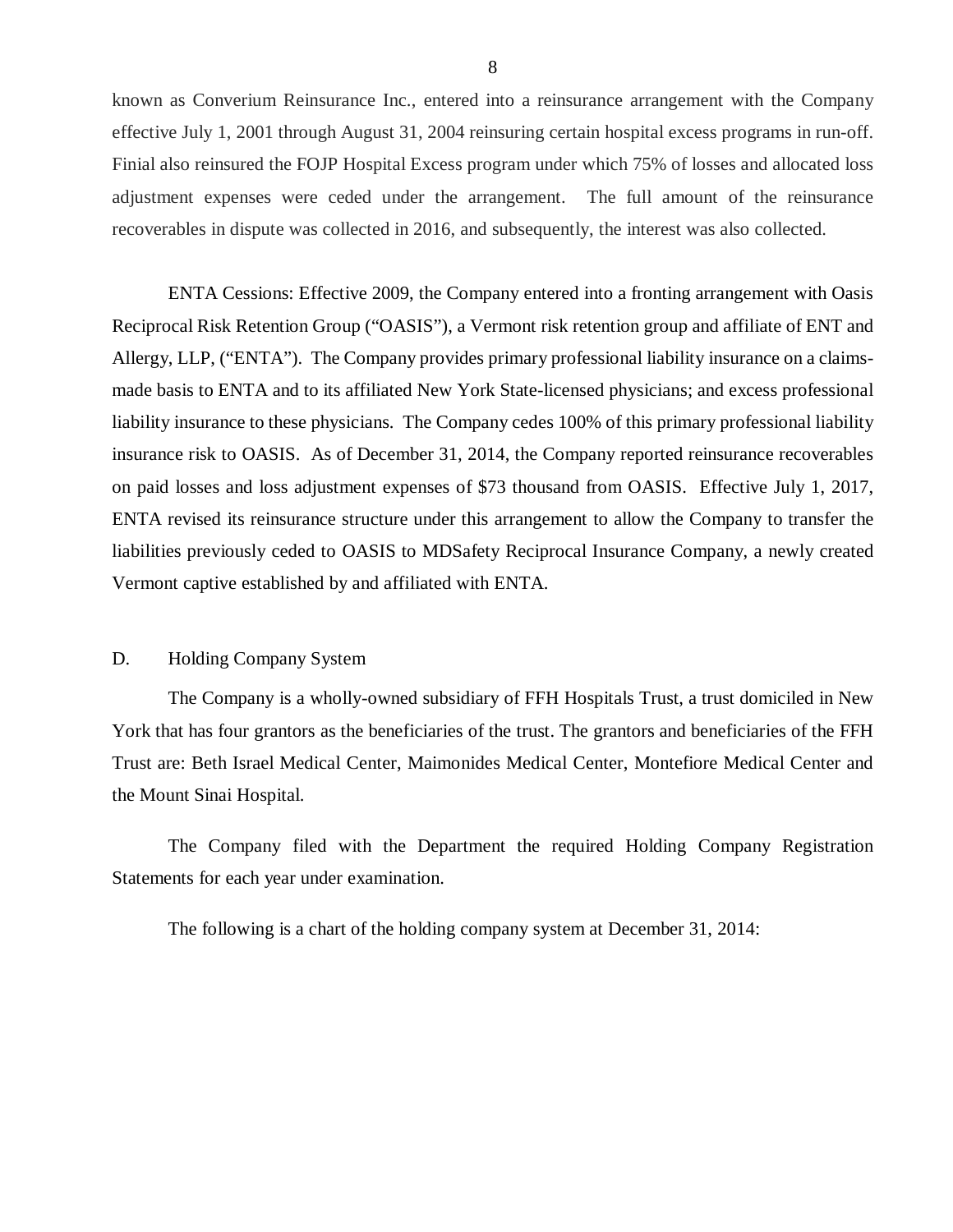known as Converium Reinsurance Inc., entered into a reinsurance arrangement with the Company effective July 1, 2001 through August 31, 2004 reinsuring certain hospital excess programs in run-off. Finial also reinsured the FOJP Hospital Excess program under which 75% of losses and allocated loss adjustment expenses were ceded under the arrangement. The full amount of the reinsurance recoverables in dispute was collected in 2016, and subsequently, the interest was also collected.

ENTA Cessions: Effective 2009, the Company entered into a fronting arrangement with Oasis Reciprocal Risk Retention Group ("OASIS"), a Vermont risk retention group and affiliate of ENT and Allergy, LLP, ("ENTA"). The Company provides primary professional liability insurance on a claims-made basis to ENTA and to its affiliated New York State-licensed physicians; and excess professional liability insurance to these physicians. The Company cedes 100% of this primary professional liability insurance risk to OASIS. As of December 31, 2014, the Company reported reinsurance recoverables on paid losses and loss adjustment expenses of $73 thousand from OASIS. Effective July 1, 2017, ENTA revised its reinsurance structure under this arrangement to allow the Company to transfer the liabilities previously ceded to OASIS to MDSafety Reciprocal Insurance Company, a newly created Vermont captive established by and affiliated with ENTA.

## D. Holding Company System

The Company is a wholly-owned subsidiary of FFH Hospitals Trust, a trust domiciled in New York that has four grantors as the beneficiaries of the trust. The grantors and beneficiaries of the FFH Trust are: Beth Israel Medical Center, Maimonides Medical Center, Montefiore Medical Center and the Mount Sinai Hospital.

The Company filed with the Department the required Holding Company Registration Statements for each year under examination.

The following is a chart of the holding company system at December 31, 2014: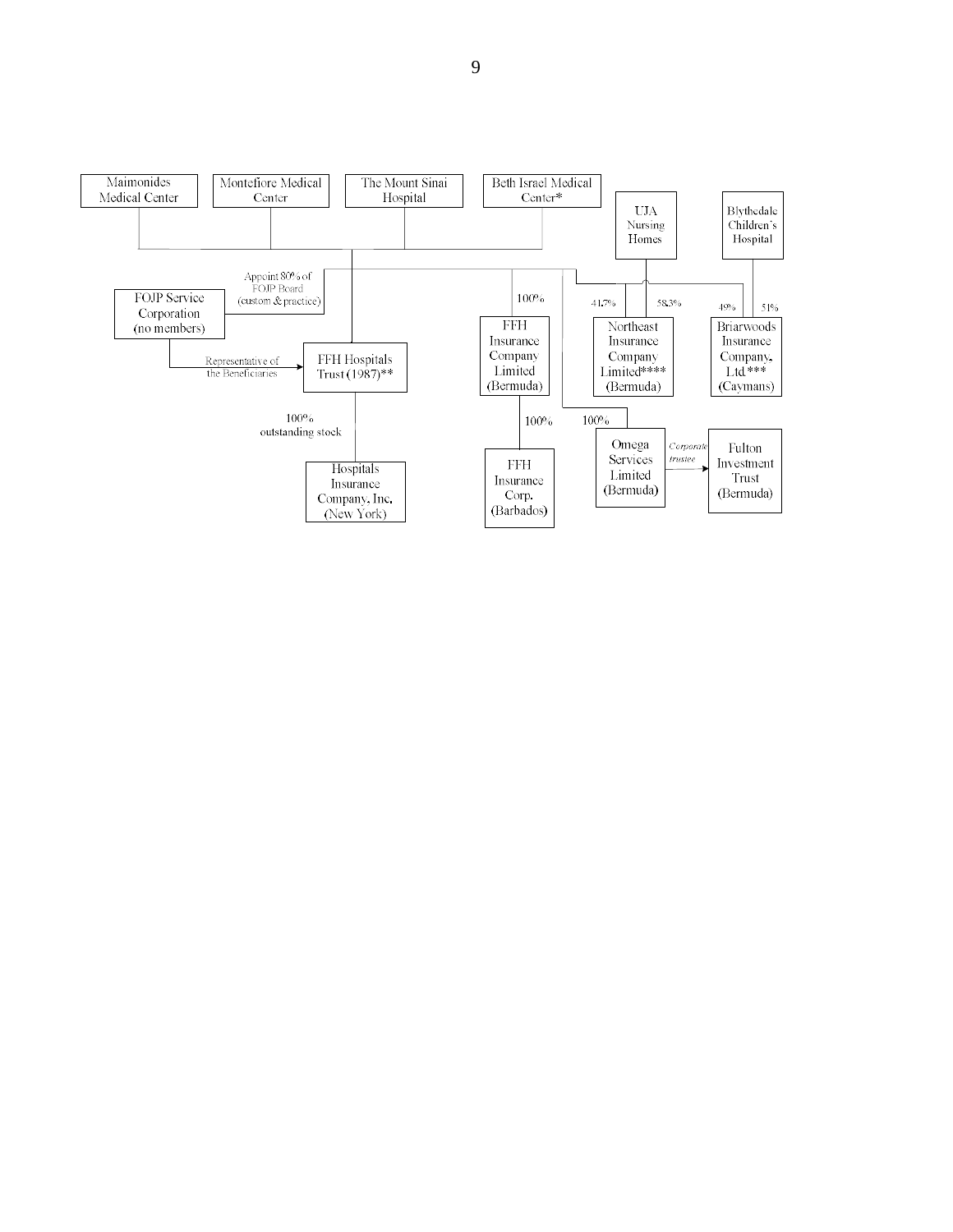Maimonides Medical Center

Montefiore Medical Center

The Mount Sinai Hospital

Beth Israel Medical Center*

UJA Nursing Homes

Blythedale Children's Hospital

FOJP Service Corporation (no members)

Appoint 80% of FOJP Board (custom & practice)

Representative of the Beneficiaries

FFH Hospitals Trust (1987)**

100% outstanding stock

Hospitals Insurance Company, Inc. (New York)

100%

FFH Insurance Company Limited (Bermuda)

100%

FFH Insurance Corp. (Barbados)

41.7%

58.3%

Northeast Insurance Company Limited**** (Bermuda)

49%

51%

Briarwoods Insurance Company, Ltd.*** (Caymans)

100%

Omega Services Limited (Bermuda)

*Corporate trustee*

Fulton Investment Trust (Bermuda)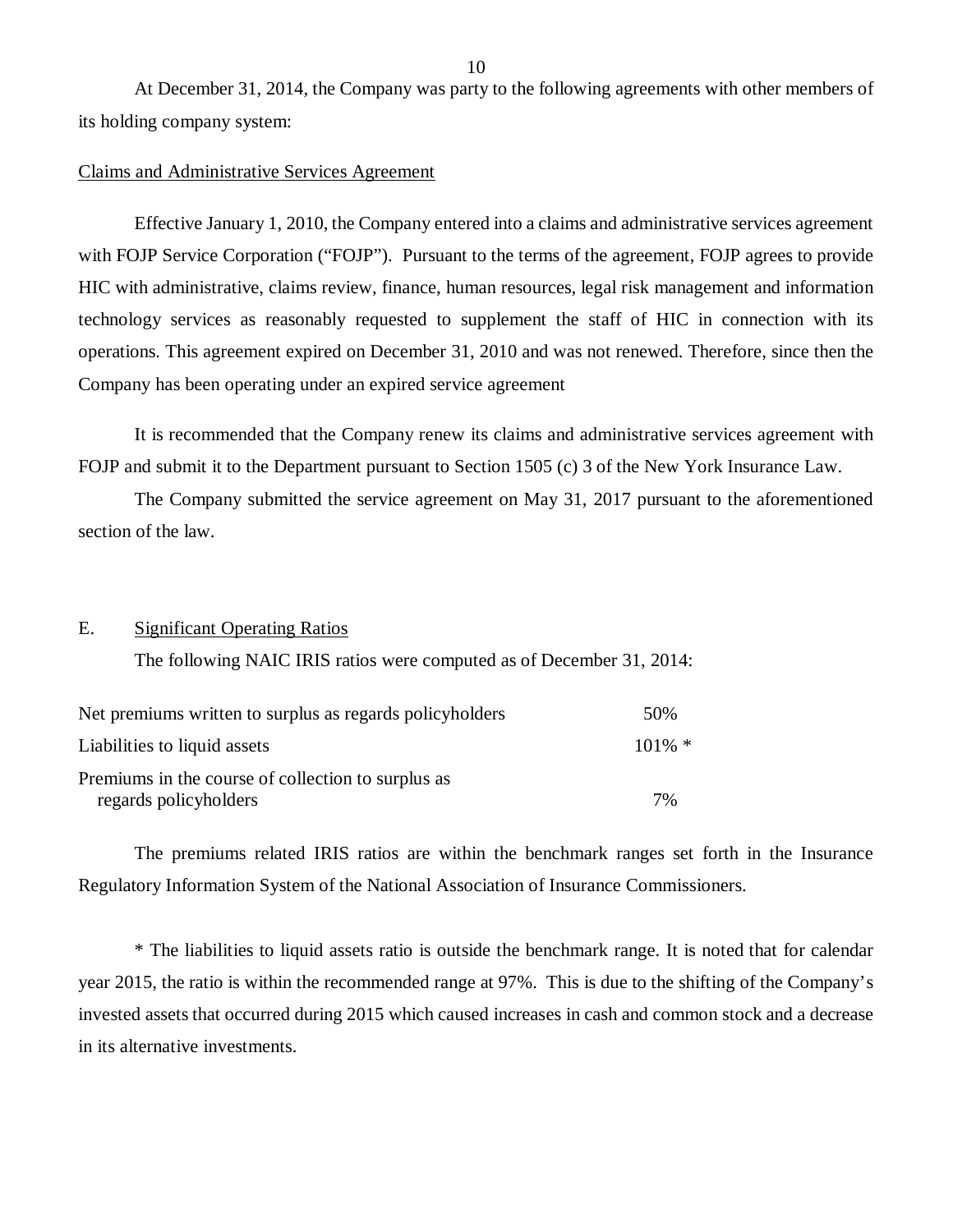At December 31, 2014, the Company was party to the following agreements with other members of its holding company system:

Claims and Administrative Services Agreement

Effective January 1, 2010, the Company entered into a claims and administrative services agreement with FOJP Service Corporation ("FOJP"). Pursuant to the terms of the agreement, FOJP agrees to provide HIC with administrative, claims review, finance, human resources, legal risk management and information technology services as reasonably requested to supplement the staff of HIC in connection with its operations. This agreement expired on December 31, 2010 and was not renewed. Therefore, since then the Company has been operating under an expired service agreement

It is recommended that the Company renew its claims and administrative services agreement with FOJP and submit it to the Department pursuant to Section 1505 (c) 3 of the New York Insurance Law.

The Company submitted the service agreement on May 31, 2017 pursuant to the aforementioned section of the law.

## E. Significant Operating Ratios

The following NAIC IRIS ratios were computed as of December 31, 2014:

| | |
|---|---|
| Net premiums written to surplus as regards policyholders | 50% |
| Liabilities to liquid assets | 101% * |
| Premiums in the course of collection to surplus as regards policyholders | 7% |

The premiums related IRIS ratios are within the benchmark ranges set forth in the Insurance Regulatory Information System of the National Association of Insurance Commissioners.

* The liabilities to liquid assets ratio is outside the benchmark range. It is noted that for calendar year 2015, the ratio is within the recommended range at 97%. This is due to the shifting of the Company's invested assets that occurred during 2015 which caused increases in cash and common stock and a decrease in its alternative investments.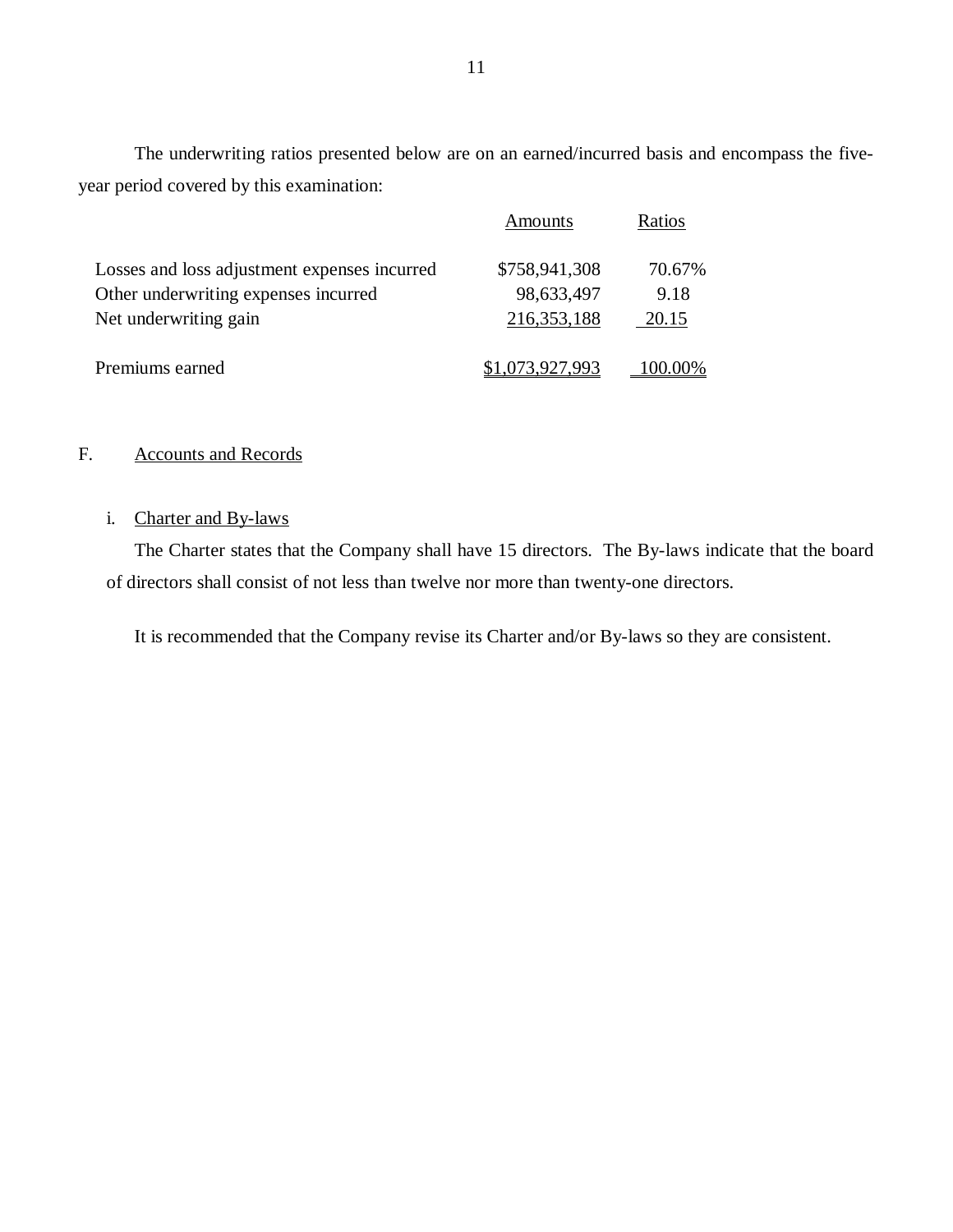The underwriting ratios presented below are on an earned/incurred basis and encompass the five-year period covered by this examination:

| | Amounts | Ratios |
|---|---|---|
| Losses and loss adjustment expenses incurred | $758,941,308 | 70.67% |
| Other underwriting expenses incurred | 98,633,497 | 9.18 |
| Net underwriting gain | 216,353,188 | 20.15 |
| Premiums earned | $1,073,927,993 | 100.00% |

## F. Accounts and Records

### i. Charter and By-laws

The Charter states that the Company shall have 15 directors. The By-laws indicate that the board of directors shall consist of not less than twelve nor more than twenty-one directors.

It is recommended that the Company revise its Charter and/or By-laws so they are consistent.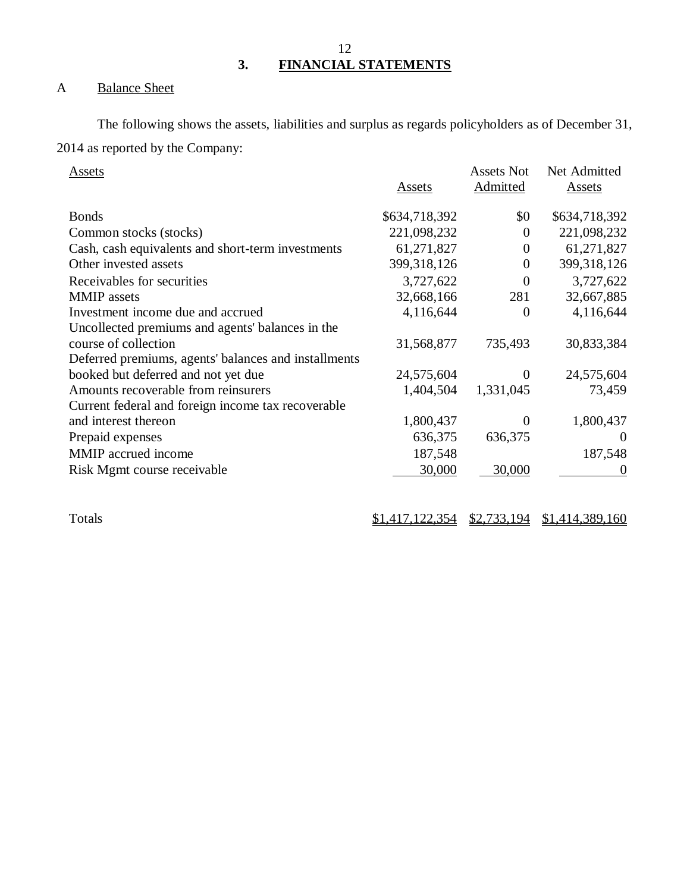## 3. FINANCIAL STATEMENTS

### A Balance Sheet

The following shows the assets, liabilities and surplus as regards policyholders as of December 31, 2014 as reported by the Company:

| Assets | Assets | Assets Not Admitted | Net Admitted Assets |
|---|---|---|---|
| Bonds | $634,718,392 | $0 | $634,718,392 |
| Common stocks (stocks) | 221,098,232 | 0 | 221,098,232 |
| Cash, cash equivalents and short-term investments | 61,271,827 | 0 | 61,271,827 |
| Other invested assets | 399,318,126 | 0 | 399,318,126 |
| Receivables for securities | 3,727,622 | 0 | 3,727,622 |
| MMIP assets | 32,668,166 | 281 | 32,667,885 |
| Investment income due and accrued | 4,116,644 | 0 | 4,116,644 |
| Uncollected premiums and agents' balances in the course of collection | 31,568,877 | 735,493 | 30,833,384 |
| Deferred premiums, agents' balances and installments booked but deferred and not yet due | 24,575,604 | 0 | 24,575,604 |
| Amounts recoverable from reinsurers | 1,404,504 | 1,331,045 | 73,459 |
| Current federal and foreign income tax recoverable and interest thereon | 1,800,437 | 0 | 1,800,437 |
| Prepaid expenses | 636,375 | 636,375 | 0 |
| MMIP accrued income | 187,548 | | 187,548 |
| Risk Mgmt course receivable | 30,000 | 30,000 | 0 |
| Totals | $1,417,122,354 | $2,733,194 | $1,414,389,160 |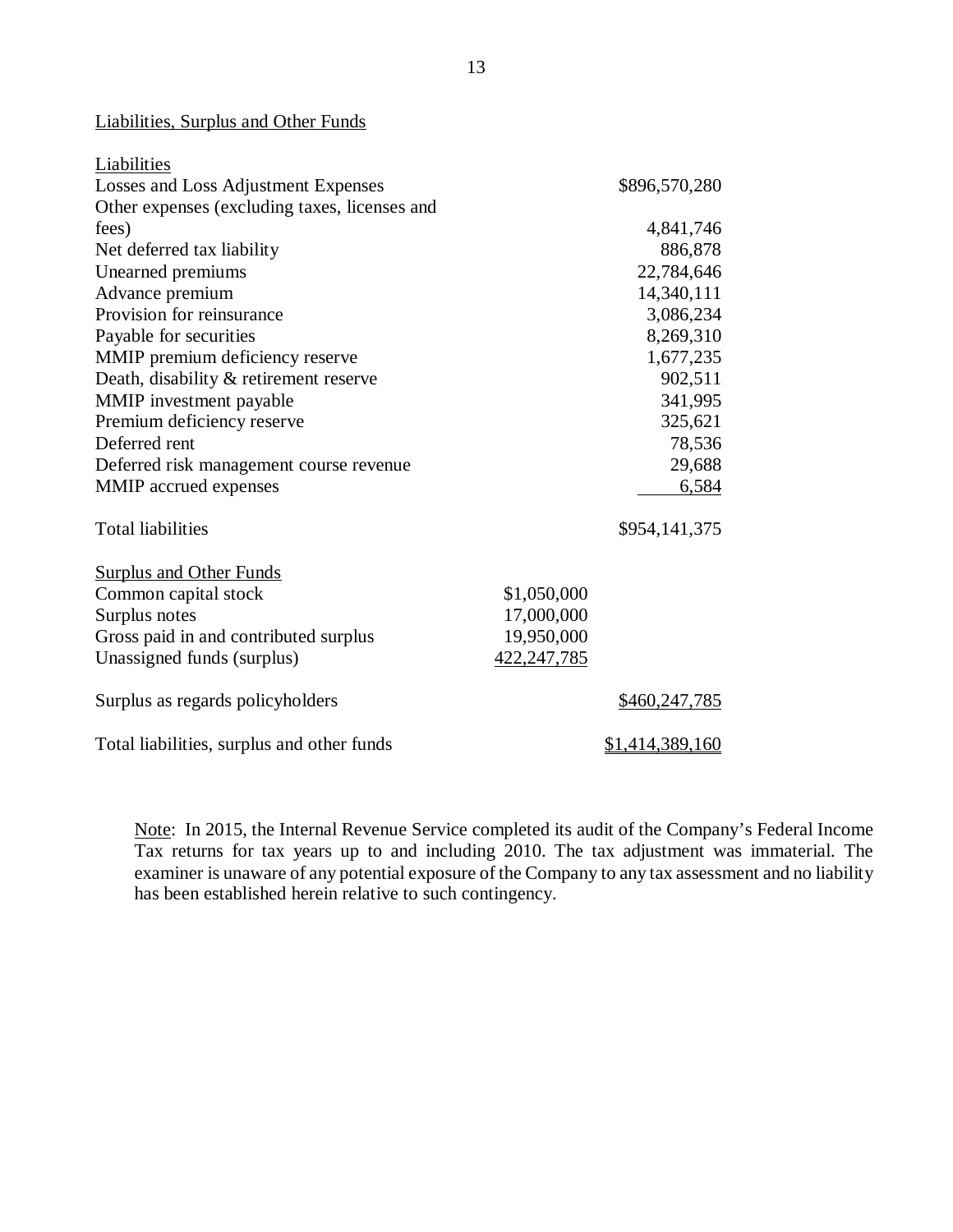Liabilities, Surplus and Other Funds

| Liabilities | | |
|---|---|---|
| Losses and Loss Adjustment Expenses | | $896,570,280 |
| Other expenses (excluding taxes, licenses and fees) | | 4,841,746 |
| Net deferred tax liability | | 886,878 |
| Unearned premiums | | 22,784,646 |
| Advance premium | | 14,340,111 |
| Provision for reinsurance | | 3,086,234 |
| Payable for securities | | 8,269,310 |
| MMIP premium deficiency reserve | | 1,677,235 |
| Death, disability & retirement reserve | | 902,511 |
| MMIP investment payable | | 341,995 |
| Premium deficiency reserve | | 325,621 |
| Deferred rent | | 78,536 |
| Deferred risk management course revenue | | 29,688 |
| MMIP accrued expenses | | 6,584 |
| Total liabilities | | $954,141,375 |
| **Surplus and Other Funds** | | |
| Common capital stock | $1,050,000 | |
| Surplus notes | 17,000,000 | |
| Gross paid in and contributed surplus | 19,950,000 | |
| Unassigned funds (surplus) | 422,247,785 | |
| Surplus as regards policyholders | | $460,247,785 |
| Total liabilities, surplus and other funds | | $1,414,389,160 |

Note: In 2015, the Internal Revenue Service completed its audit of the Company's Federal Income Tax returns for tax years up to and including 2010. The tax adjustment was immaterial. The examiner is unaware of any potential exposure of the Company to any tax assessment and no liability has been established herein relative to such contingency.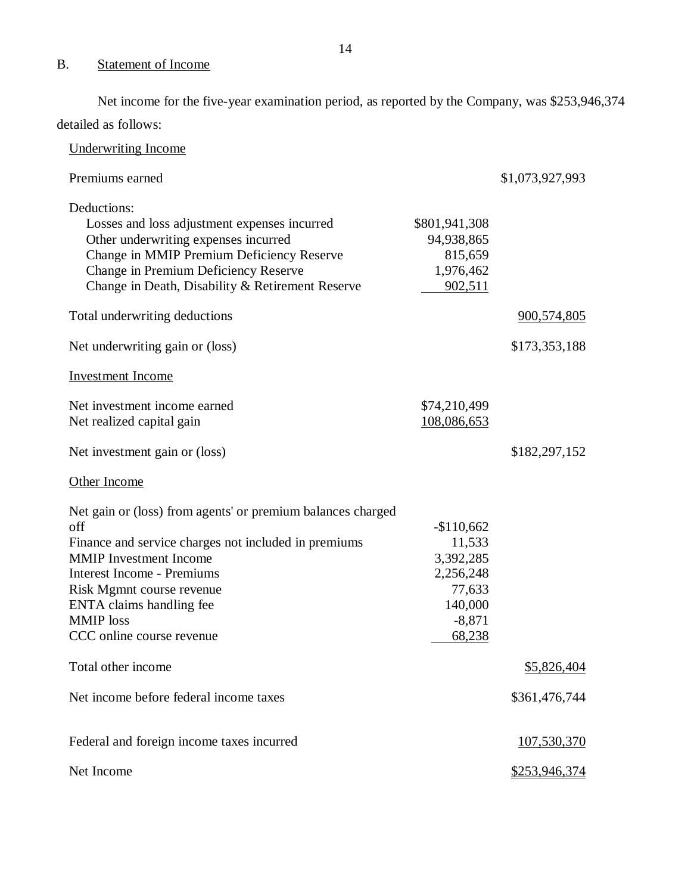## B. Statement of Income

Net income for the five-year examination period, as reported by the Company, was $253,946,374 detailed as follows:

| | | |
|---|---|---|
| Underwriting Income | | |
| Premiums earned | | $1,073,927,993 |
| Deductions: | | |
| Losses and loss adjustment expenses incurred | $801,941,308 | |
| Other underwriting expenses incurred | 94,938,865 | |
| Change in MMIP Premium Deficiency Reserve | 815,659 | |
| Change in Premium Deficiency Reserve | 1,976,462 | |
| Change in Death, Disability & Retirement Reserve | 902,511 | |
| Total underwriting deductions | | 900,574,805 |
| Net underwriting gain or (loss) | | $173,353,188 |
| Investment Income | | |
| Net investment income earned | $74,210,499 | |
| Net realized capital gain | 108,086,653 | |
| Net investment gain or (loss) | | $182,297,152 |
| Other Income | | |
| Net gain or (loss) from agents' or premium balances charged off | -$110,662 | |
| Finance and service charges not included in premiums | 11,533 | |
| MMIP Investment Income | 3,392,285 | |
| Interest Income - Premiums | 2,256,248 | |
| Risk Mgmnt course revenue | 77,633 | |
| ENTA claims handling fee | 140,000 | |
| MMIP loss | -8,871 | |
| CCC online course revenue | 68,238 | |
| Total other income | | $5,826,404 |
| Net income before federal income taxes | | $361,476,744 |
| Federal and foreign income taxes incurred | | 107,530,370 |
| Net Income | | $253,946,374 |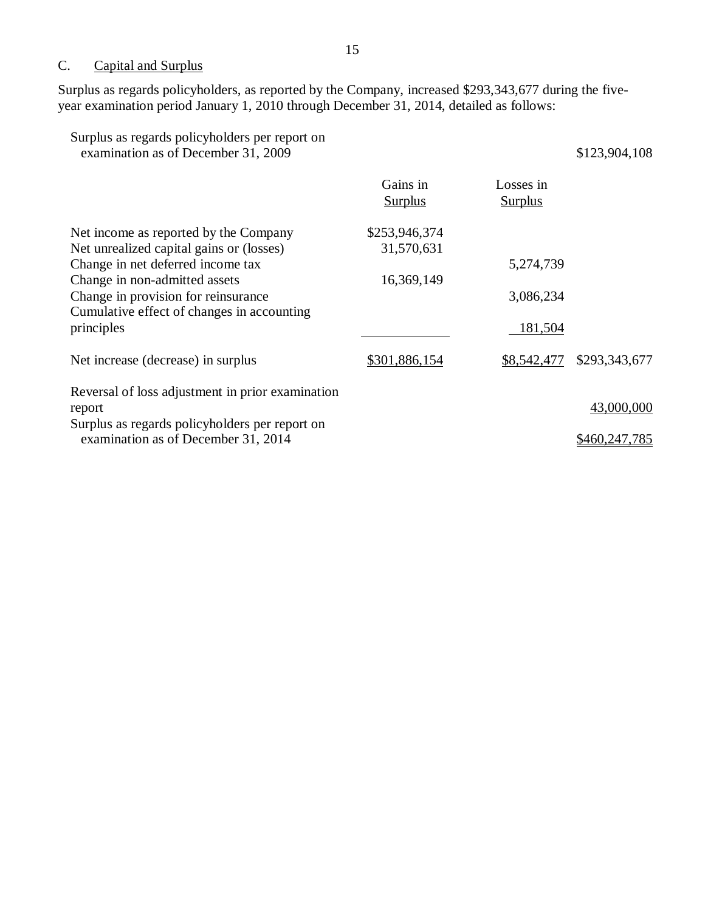## C. Capital and Surplus

Surplus as regards policyholders, as reported by the Company, increased $293,343,677 during the five-year examination period January 1, 2010 through December 31, 2014, detailed as follows:

| | Gains in Surplus | Losses in Surplus | |
|---|---|---|---|
| Surplus as regards policyholders per report on examination as of December 31, 2009 | | | $123,904,108 |
| Net income as reported by the Company | $253,946,374 | | |
| Net unrealized capital gains or (losses) | 31,570,631 | | |
| Change in net deferred income tax | | 5,274,739 | |
| Change in non-admitted assets | 16,369,149 | | |
| Change in provision for reinsurance | | 3,086,234 | |
| Cumulative effect of changes in accounting principles | | 181,504 | |
| Net increase (decrease) in surplus | $301,886,154 | $8,542,477 | $293,343,677 |
| Reversal of loss adjustment in prior examination report | | | 43,000,000 |
| Surplus as regards policyholders per report on examination as of December 31, 2014 | | | $460,247,785 |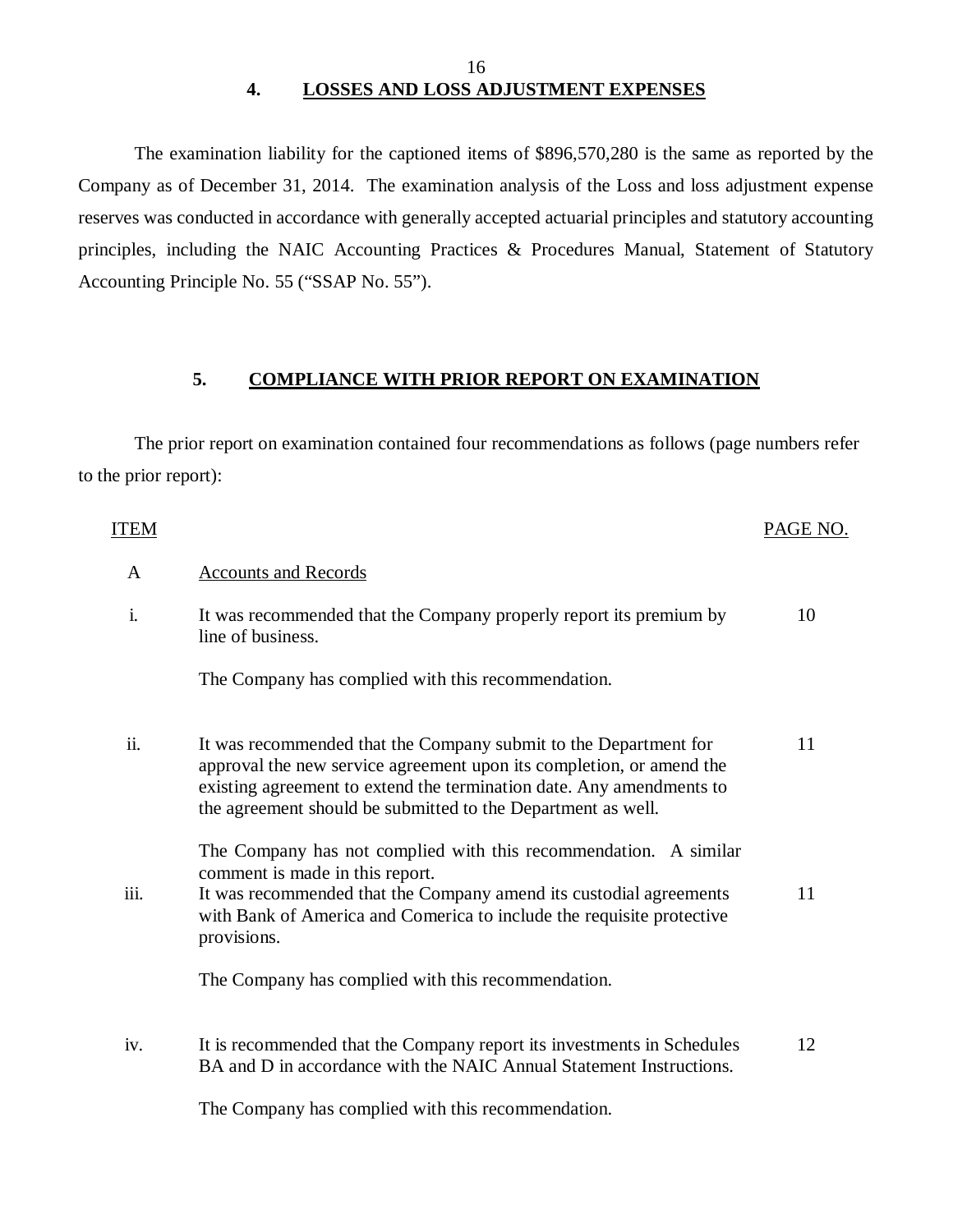## 4. LOSSES AND LOSS ADJUSTMENT EXPENSES

The examination liability for the captioned items of $896,570,280 is the same as reported by the Company as of December 31, 2014. The examination analysis of the Loss and loss adjustment expense reserves was conducted in accordance with generally accepted actuarial principles and statutory accounting principles, including the NAIC Accounting Practices & Procedures Manual, Statement of Statutory Accounting Principle No. 55 ("SSAP No. 55").

## 5. COMPLIANCE WITH PRIOR REPORT ON EXAMINATION

The prior report on examination contained four recommendations as follows (page numbers refer to the prior report):

| ITEM | | PAGE NO. |
|---|---|---|
| A | Accounts and Records | |
| i. | It was recommended that the Company properly report its premium by line of business.<br><br>The Company has complied with this recommendation. | 10 |
| ii. | It was recommended that the Company submit to the Department for approval the new service agreement upon its completion, or amend the existing agreement to extend the termination date. Any amendments to the agreement should be submitted to the Department as well.<br><br>The Company has not complied with this recommendation. A similar comment is made in this report. | 11 |
| iii. | It was recommended that the Company amend its custodial agreements with Bank of America and Comerica to include the requisite protective provisions.<br><br>The Company has complied with this recommendation. | 11 |
| iv. | It is recommended that the Company report its investments in Schedules BA and D in accordance with the NAIC Annual Statement Instructions.<br><br>The Company has complied with this recommendation. | 12 |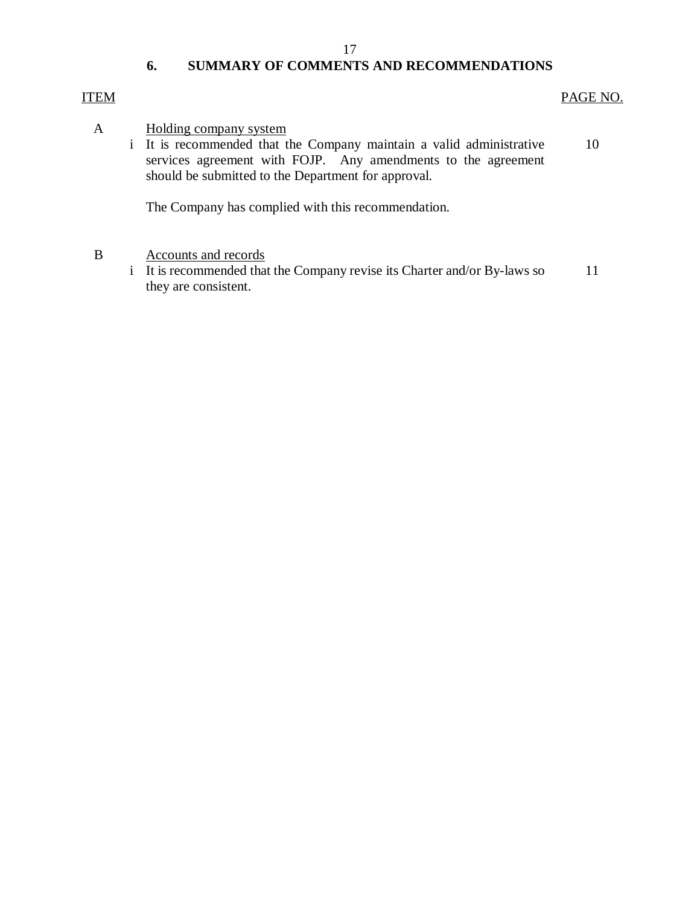## 6. SUMMARY OF COMMENTS AND RECOMMENDATIONS

| ITEM | | | PAGE NO. |
|---|---|---|---|
| A | | Holding company system | |
| | i | It is recommended that the Company maintain a valid administrative services agreement with FOJP. Any amendments to the agreement should be submitted to the Department for approval.<br><br>The Company has complied with this recommendation. | 10 |
| B | | Accounts and records | |
| | i | It is recommended that the Company revise its Charter and/or By-laws so they are consistent. | 11 |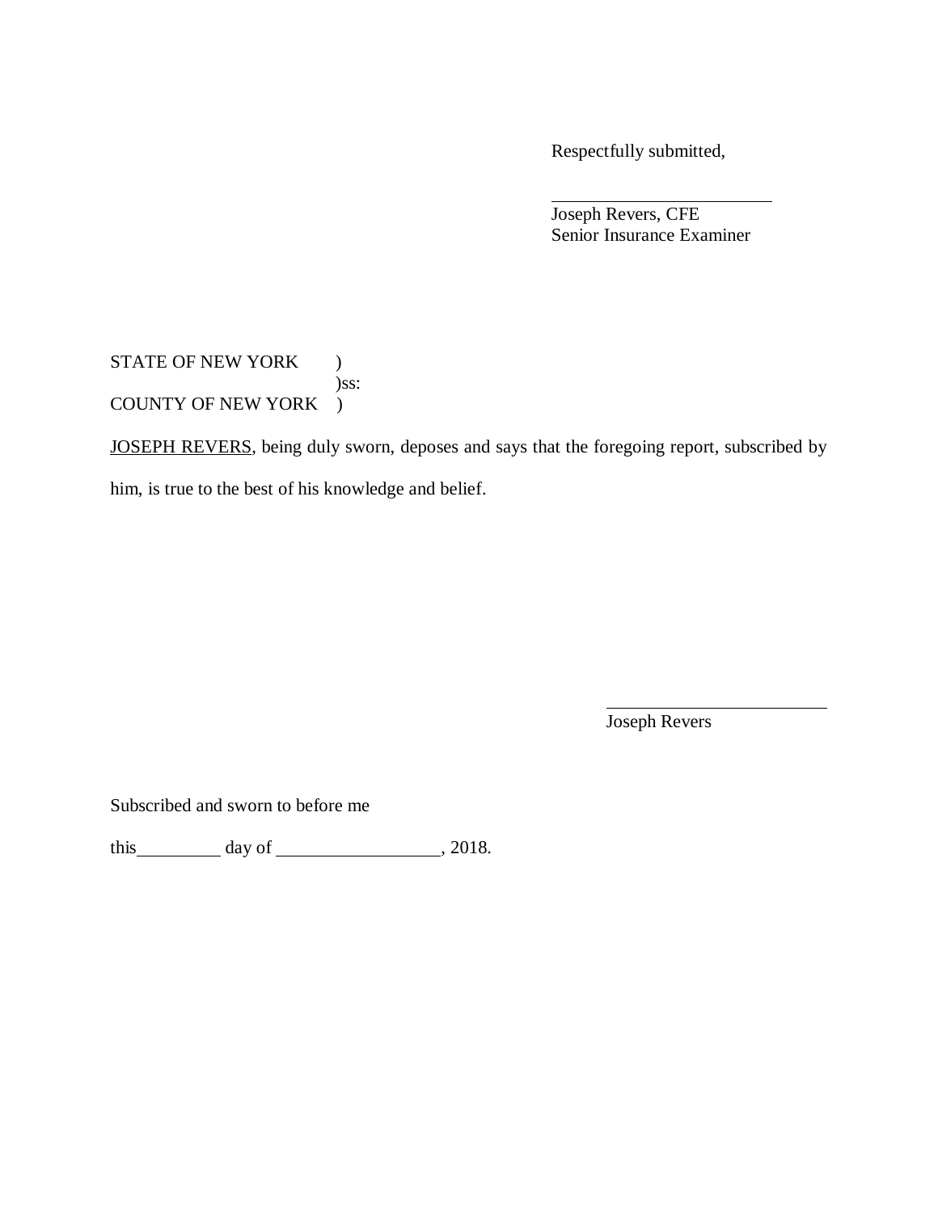Respectfully submitted,

\_\_\_\_\_\_\_\_\_\_\_\_\_\_\_\_\_\_\_\_\_\_\_\_\_

Joseph Revers, CFE
Senior Insurance Examiner

STATE OF NEW YORK )
)ss:
COUNTY OF NEW YORK )

JOSEPH REVERS, being duly sworn, deposes and says that the foregoing report, subscribed by him, is true to the best of his knowledge and belief.

\_\_\_\_\_\_\_\_\_\_\_\_\_\_\_\_\_\_\_\_\_\_\_\_\_

Joseph Revers

Subscribed and sworn to before me

this\_\_\_\_\_\_\_\_\_\_ day of \_\_\_\_\_\_\_\_\_\_\_\_\_\_\_\_\_\_, 2018.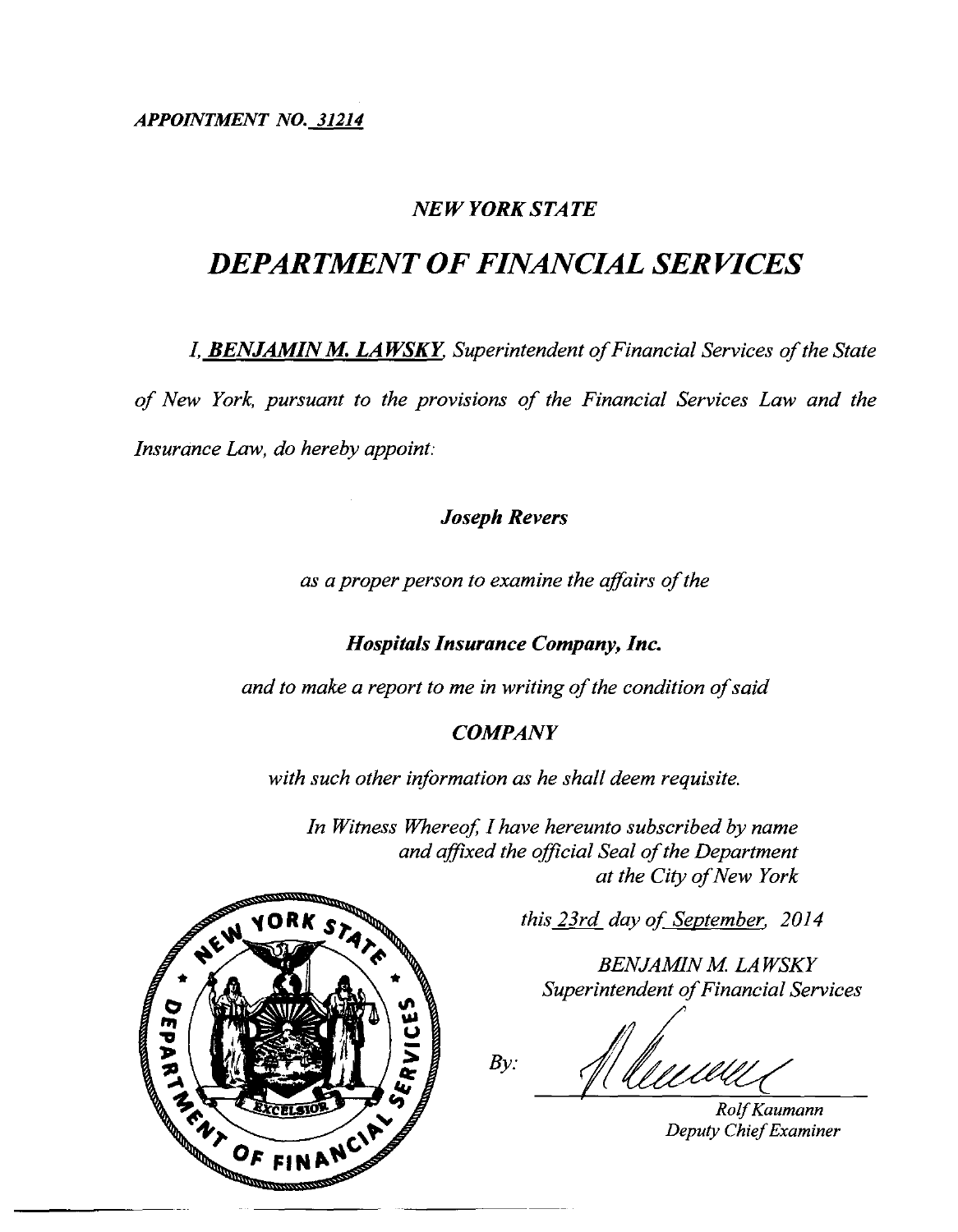*APPOINTMENT NO. 31214*

## *NEW YORK STATE*

# *DEPARTMENT OF FINANCIAL SERVICES*

*I, **BENJAMIN M. LAWSKY**, Superintendent of Financial Services of the State of New York, pursuant to the provisions of the Financial Services Law and the Insurance Law, do hereby appoint:*

***Joseph Revers***

*as a proper person to examine the affairs of the*

***Hospitals Insurance Company, Inc.***

*and to make a report to me in writing of the condition of said*

***COMPANY***

*with such other information as he shall deem requisite.*

*In Witness Whereof, I have hereunto subscribed by name and affixed the official Seal of the Department at the City of New York*

*this 23rd day of September, 2014*

*BENJAMIN M. LAWSKY*
*Superintendent of Financial Services*

*By:*

*Rolf Kaumann*
*Deputy Chief Examiner*

NEW YORK STATE DEPARTMENT OF FINANCIAL SERVICES
EXCELSIOR